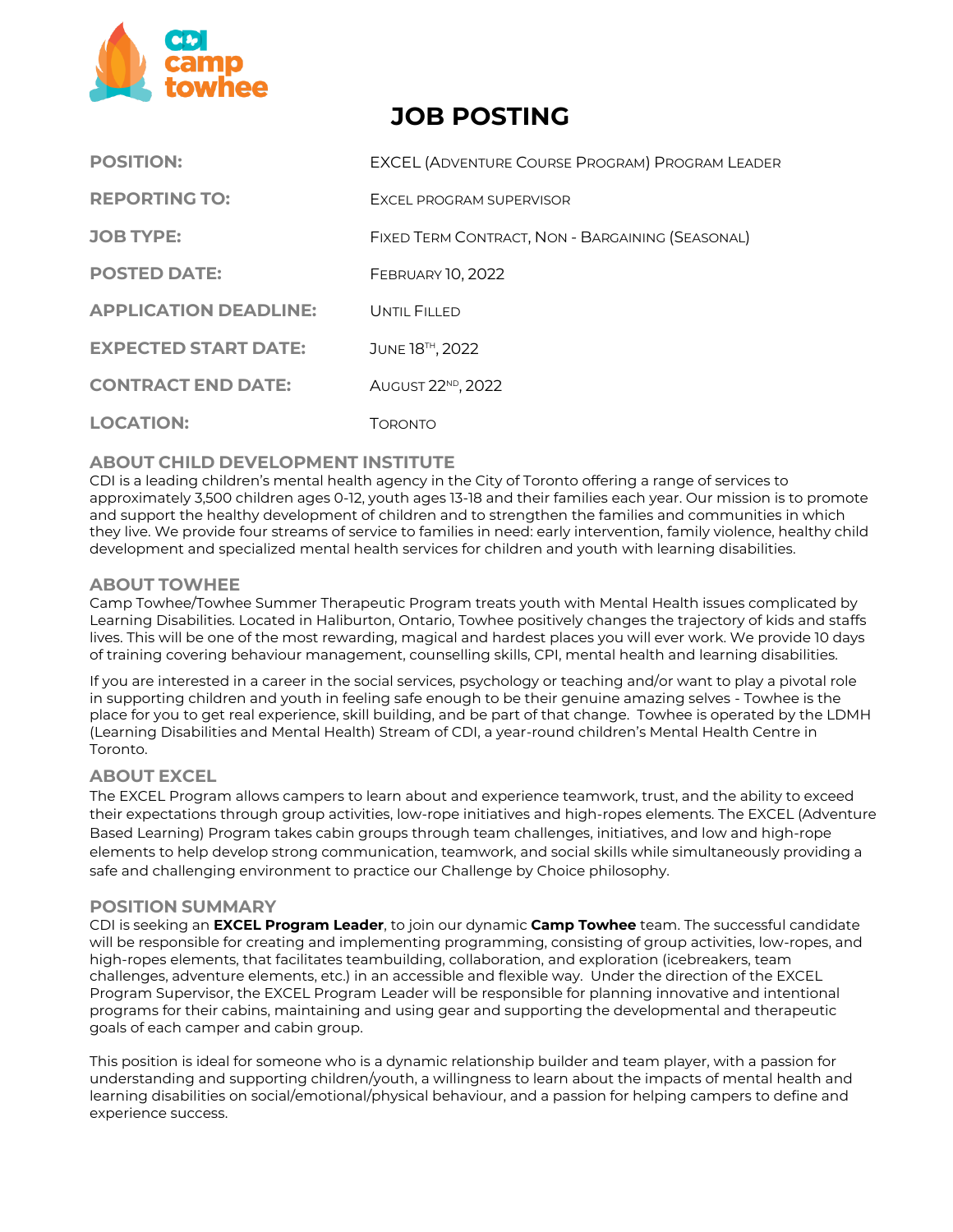# JOB POSTING

| | |
|---|---|
| **POSITION:** | EXCEL (Adventure Course Program) Program Leader |
| **REPORTING TO:** | EXCEL program supervisor |
| **JOB TYPE:** | Fixed Term Contract, Non - Bargaining (Seasonal) |
| **POSTED DATE:** | February 10, 2022 |
| **APPLICATION DEADLINE:** | Until Filled |
| **EXPECTED START DATE:** | June 18th, 2022 |
| **CONTRACT END DATE:** | August 22nd, 2022 |
| **LOCATION:** | Toronto |

## ABOUT CHILD DEVELOPMENT INSTITUTE

CDI is a leading children's mental health agency in the City of Toronto offering a range of services to approximately 3,500 children ages 0-12, youth ages 13-18 and their families each year. Our mission is to promote and support the healthy development of children and to strengthen the families and communities in which they live. We provide four streams of service to families in need: early intervention, family violence, healthy child development and specialized mental health services for children and youth with learning disabilities.

## ABOUT TOWHEE

Camp Towhee/Towhee Summer Therapeutic Program treats youth with Mental Health issues complicated by Learning Disabilities. Located in Haliburton, Ontario, Towhee positively changes the trajectory of kids and staffs lives. This will be one of the most rewarding, magical and hardest places you will ever work. We provide 10 days of training covering behaviour management, counselling skills, CPI, mental health and learning disabilities.

If you are interested in a career in the social services, psychology or teaching and/or want to play a pivotal role in supporting children and youth in feeling safe enough to be their genuine amazing selves - Towhee is the place for you to get real experience, skill building, and be part of that change. Towhee is operated by the LDMH (Learning Disabilities and Mental Health) Stream of CDI, a year-round children's Mental Health Centre in Toronto.

## ABOUT EXCEL

The EXCEL Program allows campers to learn about and experience teamwork, trust, and the ability to exceed their expectations through group activities, low-rope initiatives and high-ropes elements. The EXCEL (Adventure Based Learning) Program takes cabin groups through team challenges, initiatives, and low and high-rope elements to help develop strong communication, teamwork, and social skills while simultaneously providing a safe and challenging environment to practice our Challenge by Choice philosophy.

## POSITION SUMMARY

CDI is seeking an **EXCEL Program Leader**, to join our dynamic **Camp Towhee** team. The successful candidate will be responsible for creating and implementing programming, consisting of group activities, low-ropes, and high-ropes elements, that facilitates teambuilding, collaboration, and exploration (icebreakers, team challenges, adventure elements, etc.) in an accessible and flexible way. Under the direction of the EXCEL Program Supervisor, the EXCEL Program Leader will be responsible for planning innovative and intentional programs for their cabins, maintaining and using gear and supporting the developmental and therapeutic goals of each camper and cabin group.

This position is ideal for someone who is a dynamic relationship builder and team player, with a passion for understanding and supporting children/youth, a willingness to learn about the impacts of mental health and learning disabilities on social/emotional/physical behaviour, and a passion for helping campers to define and experience success.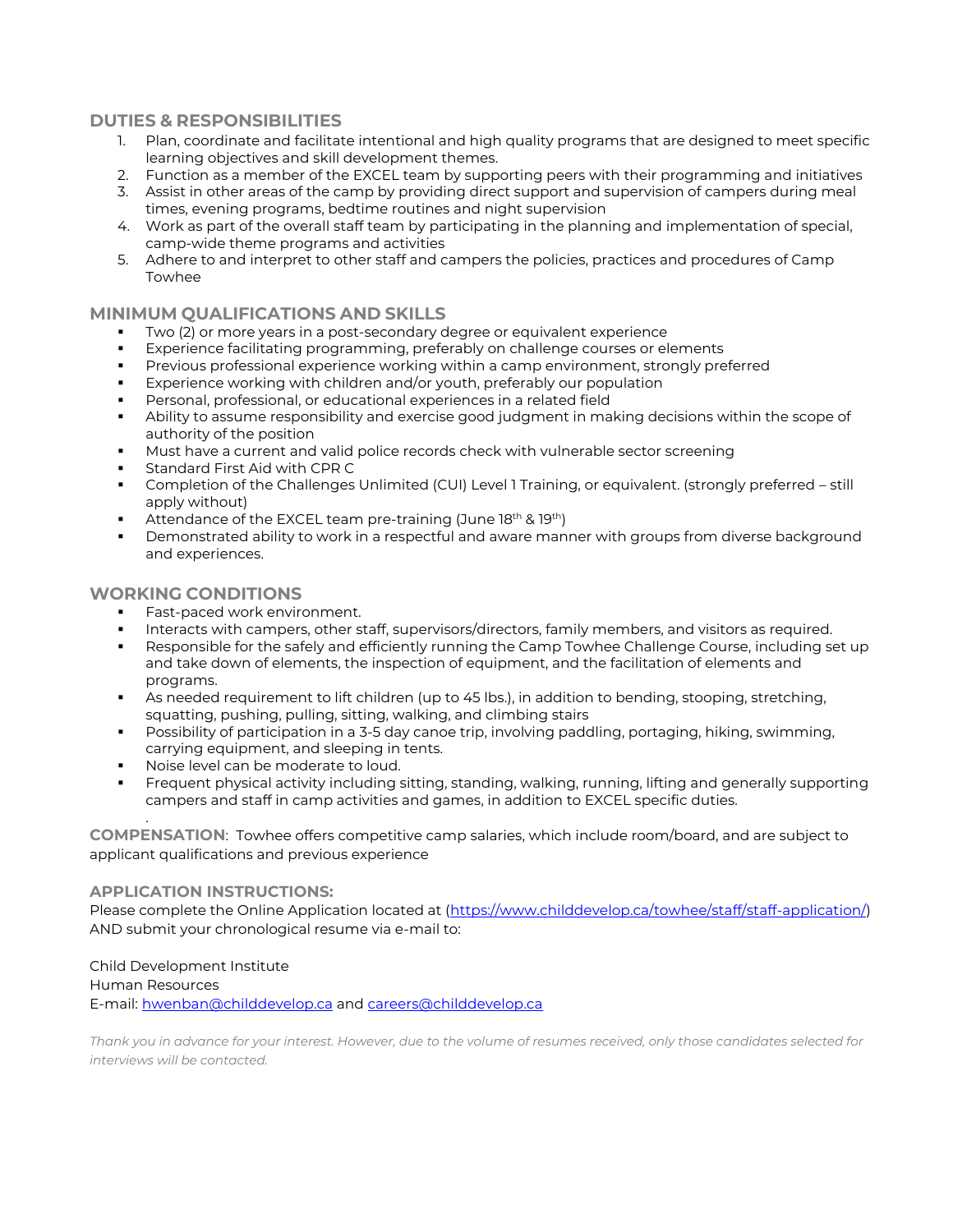## DUTIES & RESPONSIBILITIES

1. Plan, coordinate and facilitate intentional and high quality programs that are designed to meet specific learning objectives and skill development themes.
2. Function as a member of the EXCEL team by supporting peers with their programming and initiatives
3. Assist in other areas of the camp by providing direct support and supervision of campers during meal times, evening programs, bedtime routines and night supervision
4. Work as part of the overall staff team by participating in the planning and implementation of special, camp-wide theme programs and activities
5. Adhere to and interpret to other staff and campers the policies, practices and procedures of Camp Towhee

## MINIMUM QUALIFICATIONS AND SKILLS

- Two (2) or more years in a post-secondary degree or equivalent experience
- Experience facilitating programming, preferably on challenge courses or elements
- Previous professional experience working within a camp environment, strongly preferred
- Experience working with children and/or youth, preferably our population
- Personal, professional, or educational experiences in a related field
- Ability to assume responsibility and exercise good judgment in making decisions within the scope of authority of the position
- Must have a current and valid police records check with vulnerable sector screening
- Standard First Aid with CPR C
- Completion of the Challenges Unlimited (CUI) Level 1 Training, or equivalent. (strongly preferred – still apply without)
- Attendance of the EXCEL team pre-training (June 18th & 19th)
- Demonstrated ability to work in a respectful and aware manner with groups from diverse background and experiences.

## WORKING CONDITIONS

- Fast-paced work environment.
- Interacts with campers, other staff, supervisors/directors, family members, and visitors as required.
- Responsible for the safely and efficiently running the Camp Towhee Challenge Course, including set up and take down of elements, the inspection of equipment, and the facilitation of elements and programs.
- As needed requirement to lift children (up to 45 lbs.), in addition to bending, stooping, stretching, squatting, pushing, pulling, sitting, walking, and climbing stairs
- Possibility of participation in a 3-5 day canoe trip, involving paddling, portaging, hiking, swimming, carrying equipment, and sleeping in tents.
- Noise level can be moderate to loud.
- Frequent physical activity including sitting, standing, walking, running, lifting and generally supporting campers and staff in camp activities and games, in addition to EXCEL specific duties.

**COMPENSATION**: Towhee offers competitive camp salaries, which include room/board, and are subject to applicant qualifications and previous experience

**APPLICATION INSTRUCTIONS:**

Please complete the Online Application located at (https://www.childdevelop.ca/towhee/staff/staff-application/) AND submit your chronological resume via e-mail to:

Child Development Institute
Human Resources
E-mail: hwenban@childdevelop.ca and careers@childdevelop.ca

*Thank you in advance for your interest. However, due to the volume of resumes received, only those candidates selected for interviews will be contacted.*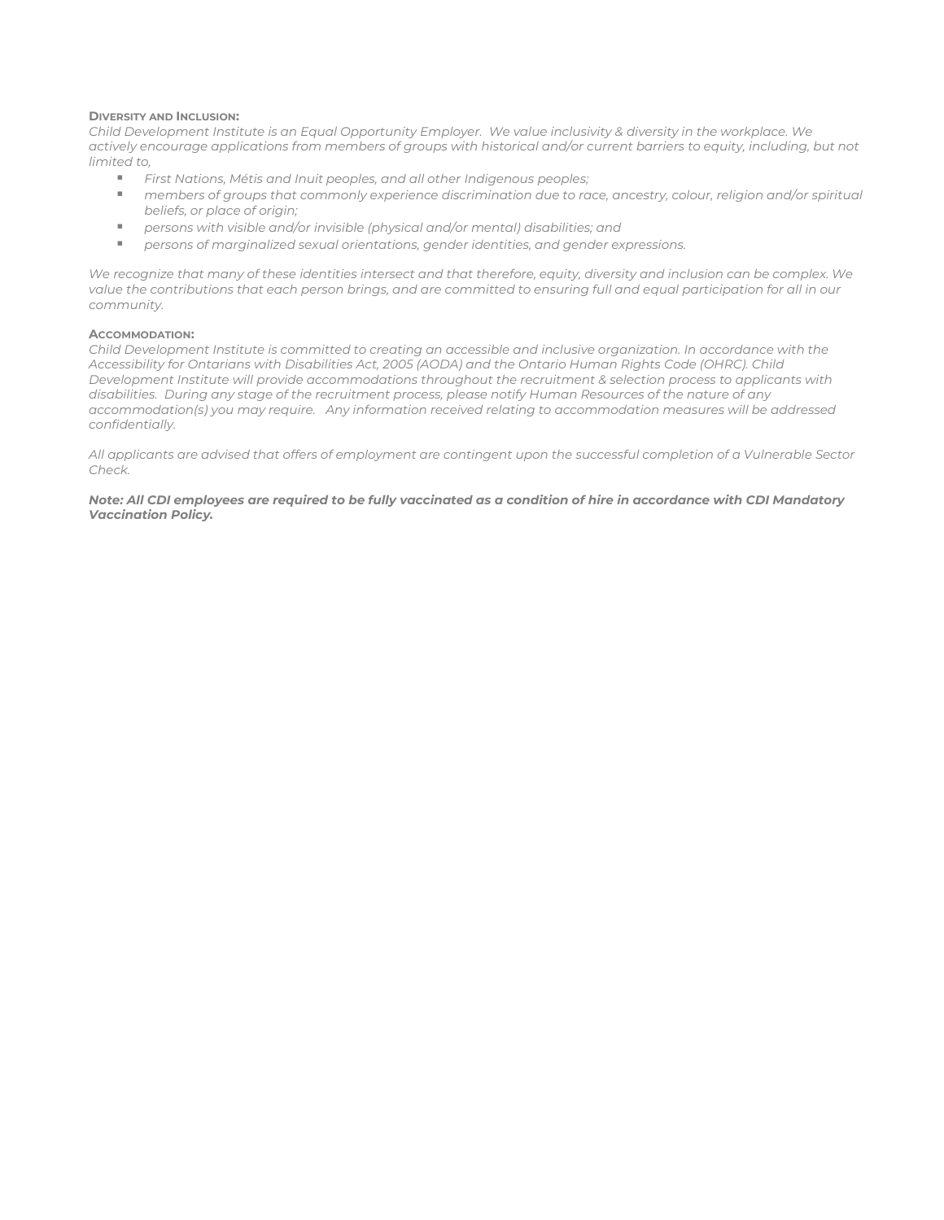**Diversity and Inclusion:**

*Child Development Institute is an Equal Opportunity Employer. We value inclusivity & diversity in the workplace. We actively encourage applications from members of groups with historical and/or current barriers to equity, including, but not limited to,*

- *First Nations, Métis and Inuit peoples, and all other Indigenous peoples;*
- *members of groups that commonly experience discrimination due to race, ancestry, colour, religion and/or spiritual beliefs, or place of origin;*
- *persons with visible and/or invisible (physical and/or mental) disabilities; and*
- *persons of marginalized sexual orientations, gender identities, and gender expressions.*

*We recognize that many of these identities intersect and that therefore, equity, diversity and inclusion can be complex. We value the contributions that each person brings, and are committed to ensuring full and equal participation for all in our community.*

**Accommodation:**

*Child Development Institute is committed to creating an accessible and inclusive organization. In accordance with the Accessibility for Ontarians with Disabilities Act, 2005 (AODA) and the Ontario Human Rights Code (OHRC). Child Development Institute will provide accommodations throughout the recruitment & selection process to applicants with disabilities. During any stage of the recruitment process, please notify Human Resources of the nature of any accommodation(s) you may require. Any information received relating to accommodation measures will be addressed confidentially.*

*All applicants are advised that offers of employment are contingent upon the successful completion of a Vulnerable Sector Check.*

***Note: All CDI employees are required to be fully vaccinated as a condition of hire in accordance with CDI Mandatory Vaccination Policy.***